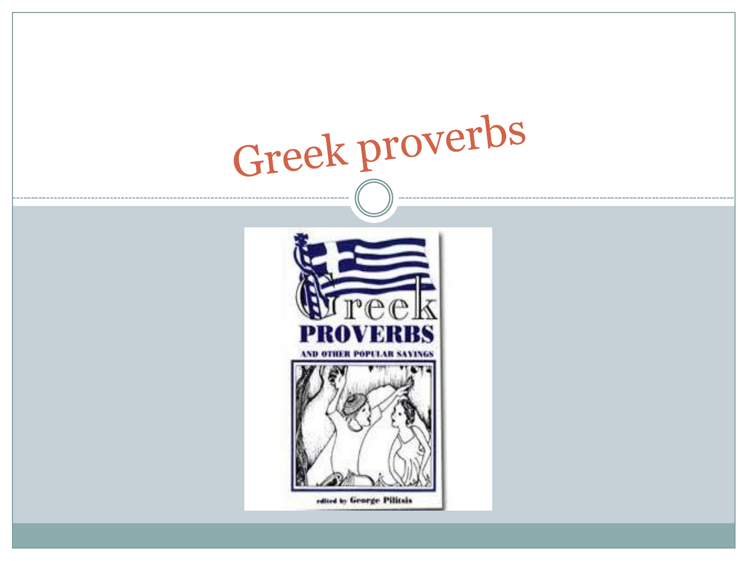# Greek proverbs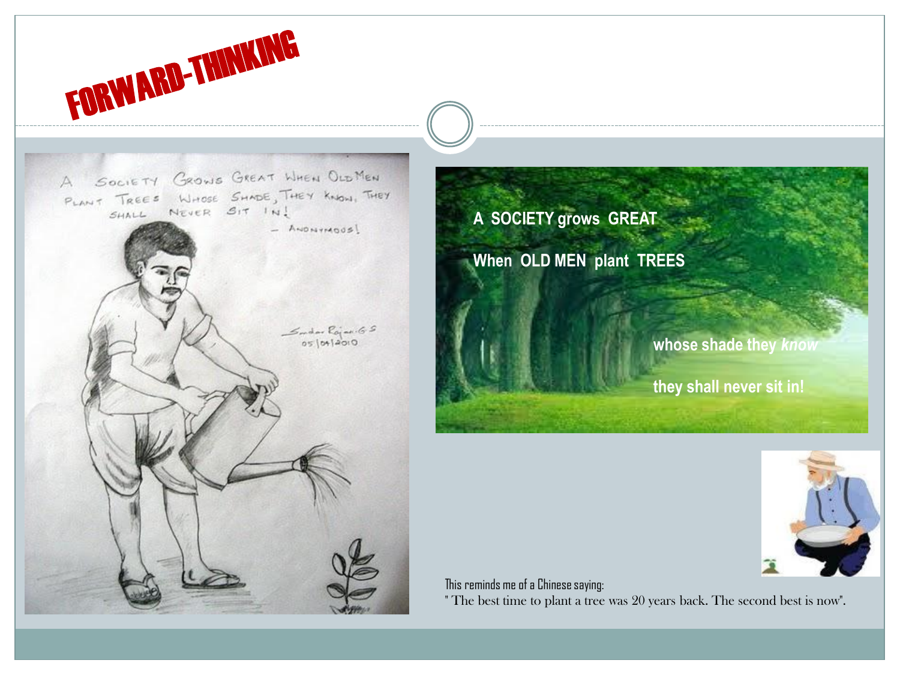# FORWARD-THINKING

A SOCIETY GROWS GREAT WHEN OLD MEN PLANT TREES WHOSE SHADE, THEY KNOW, THEY SHALL NEVER SIT IN!

– ANONYMOUS!

Sundar Rajan.G.S
05|04|2010

**A SOCIETY grows GREAT**

**When OLD MEN plant TREES**

**whose shade they *know***

**they shall never sit in!**

This reminds me of a Chinese saying:
" The best time to plant a tree was 20 years back. The second best is now".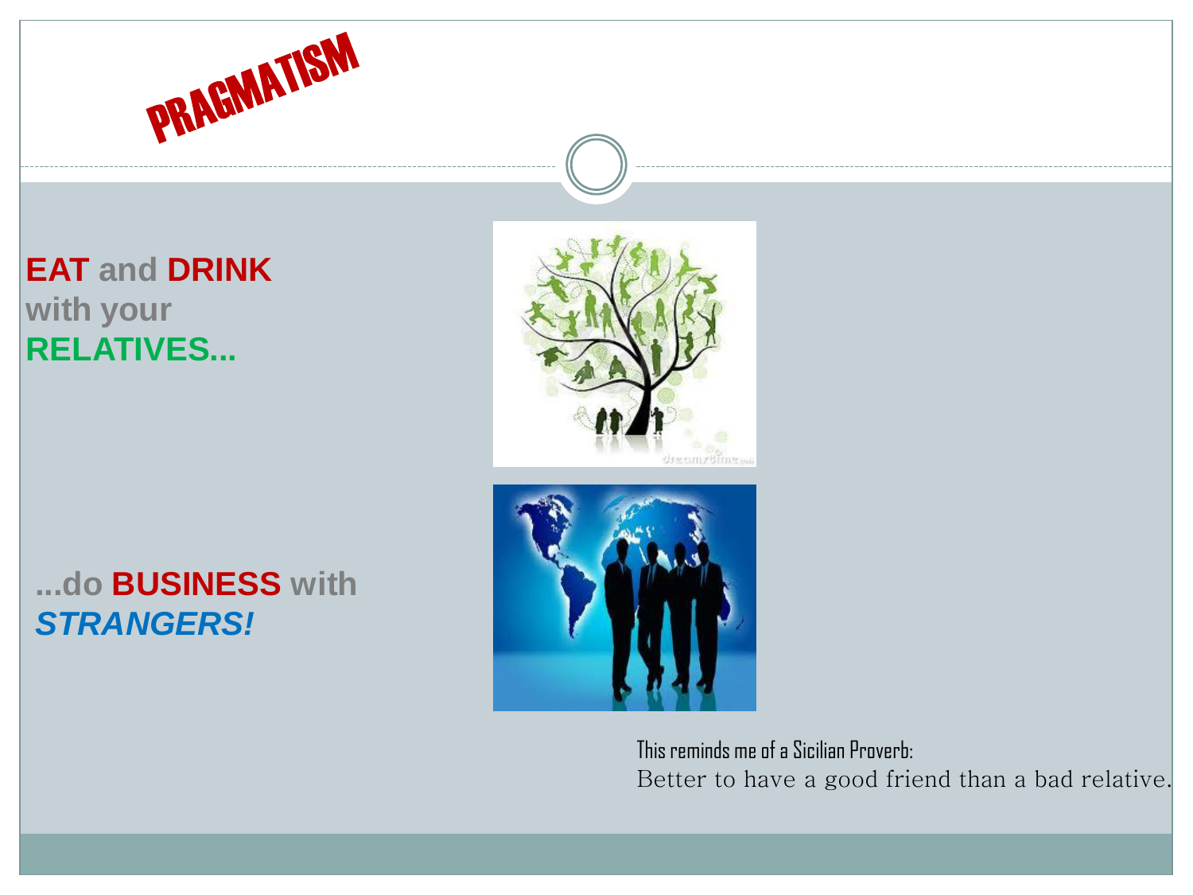# PRAGMATISM

**EAT and DRINK with your RELATIVES...**

**...do BUSINESS with *STRANGERS!***

This reminds me of a Sicilian Proverb:
Better to have a good friend than a bad relative.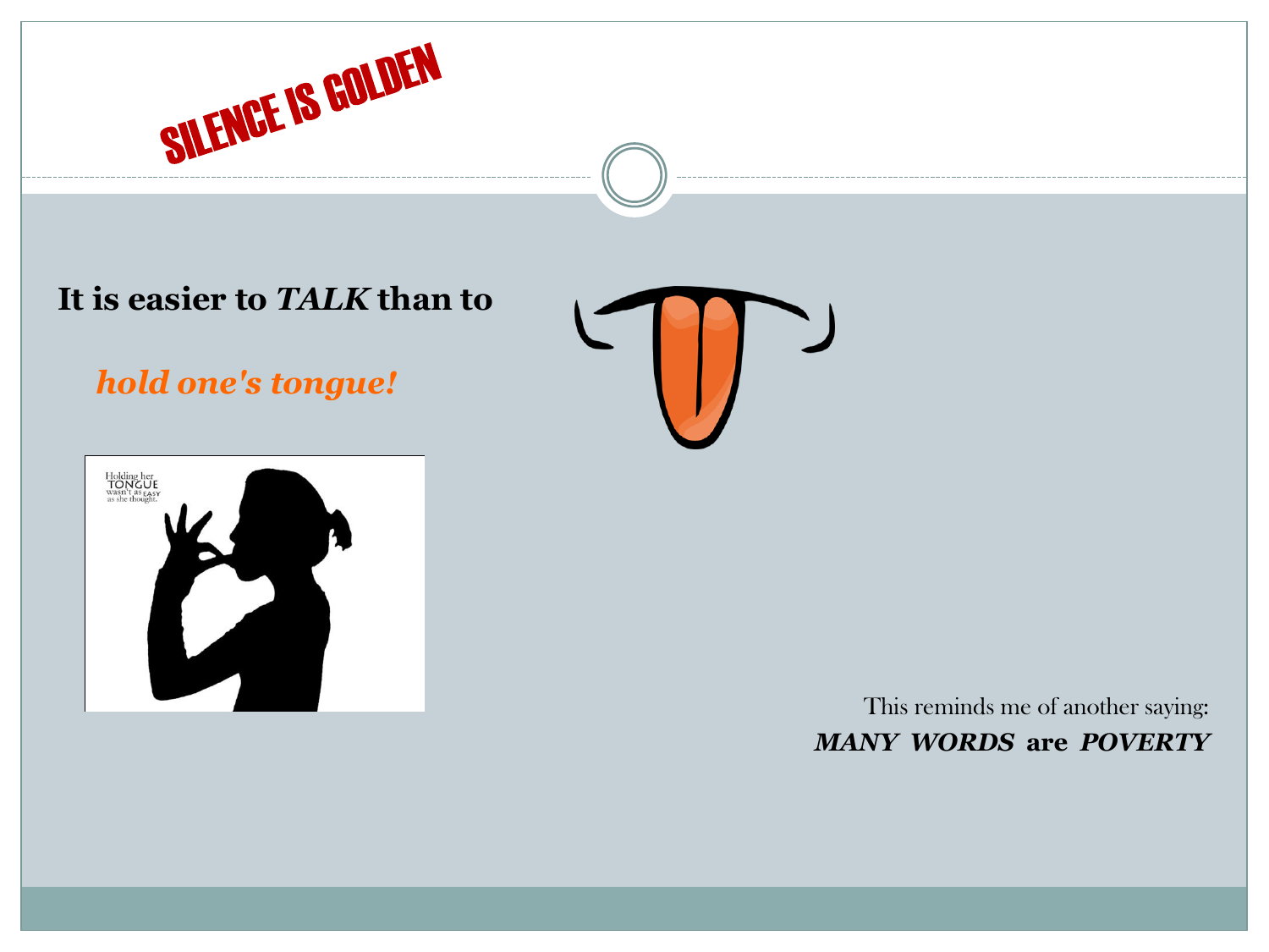# SILENCE IS GOLDEN

**It is easier to *TALK* than to**

***hold one's tongue!***

This reminds me of another saying:
***MANY WORDS* are *POVERTY***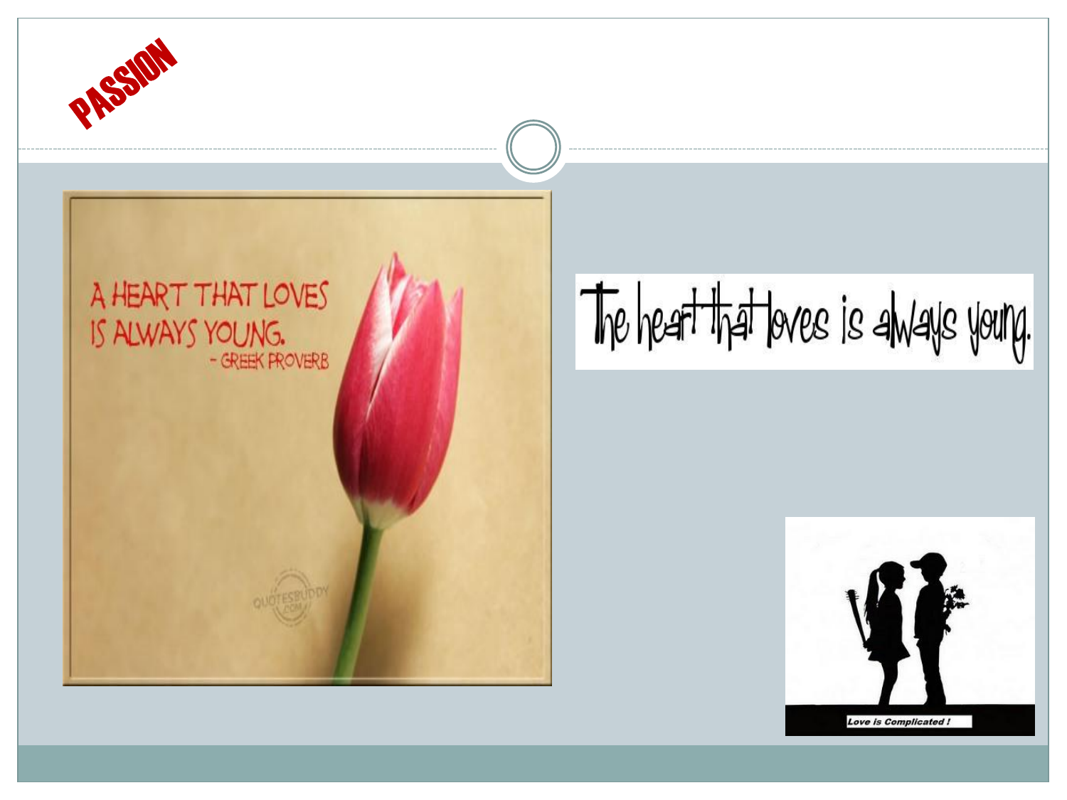# PASSION

A HEART THAT LOVES IS ALWAYS YOUNG.
- GREEK PROVERB

The heart that loves is always young.

Love is Complicated !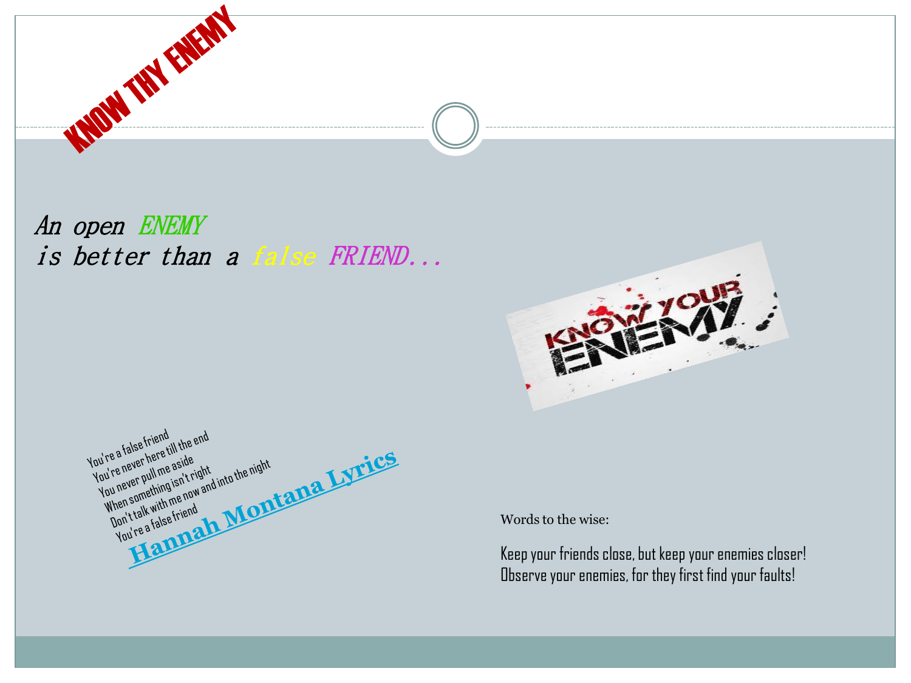# KNOW THY ENEMY

*An open ENEMY*
*is better than a false FRIEND...*

You're a false friend
You're never here till the end
You never pull me aside
When something isn't right
Don't talk with me now and into the night
You're a false friend

**Hannah Montana Lyrics**

Words to the wise:

Keep your friends close, but keep your enemies closer!
Observe your enemies, for they first find your faults!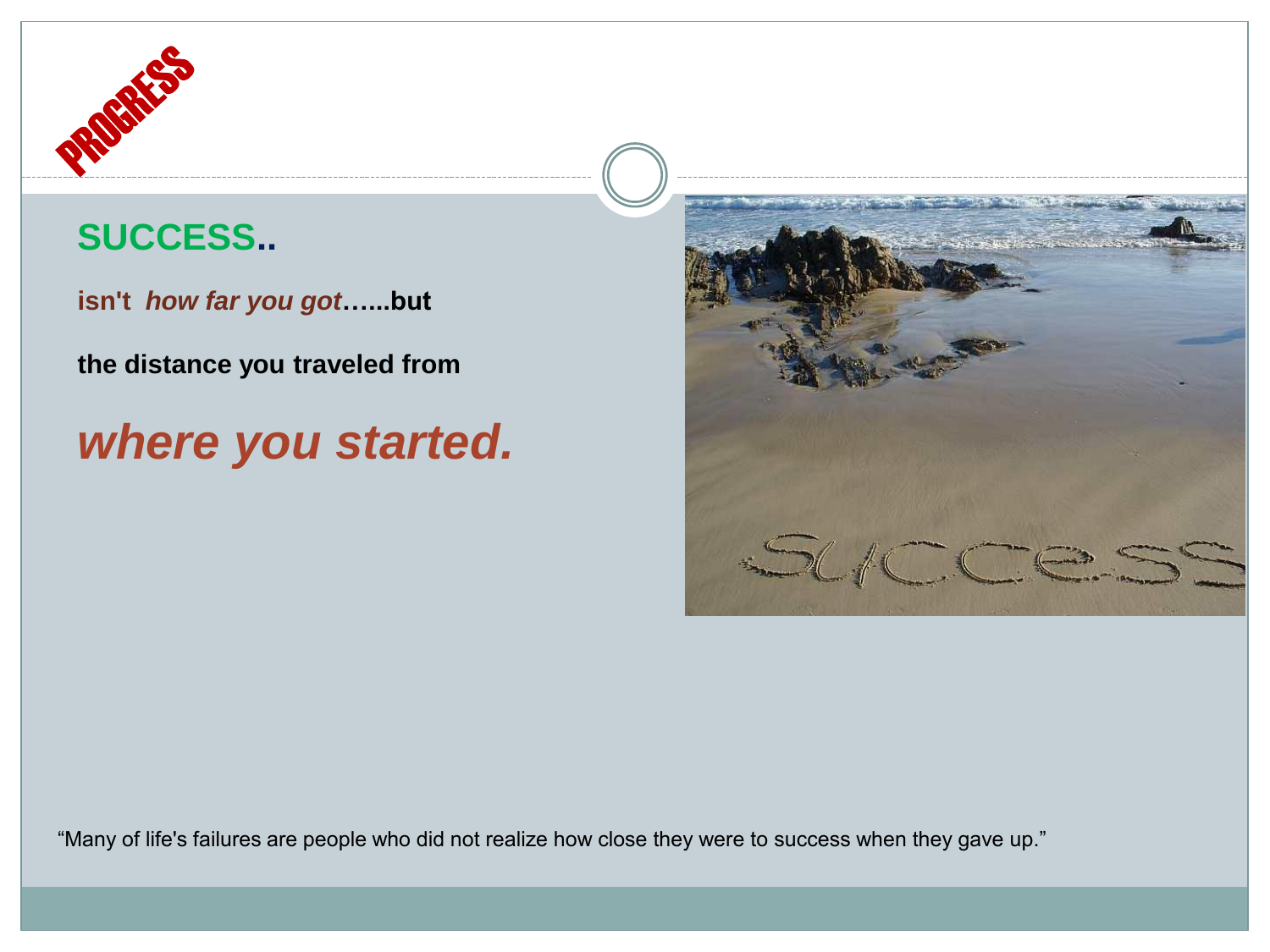PROGRESS

## SUCCESS..

**isn't *how far you got*…...but**

**the distance you traveled from**

***where you started.***

"Many of life's failures are people who did not realize how close they were to success when they gave up."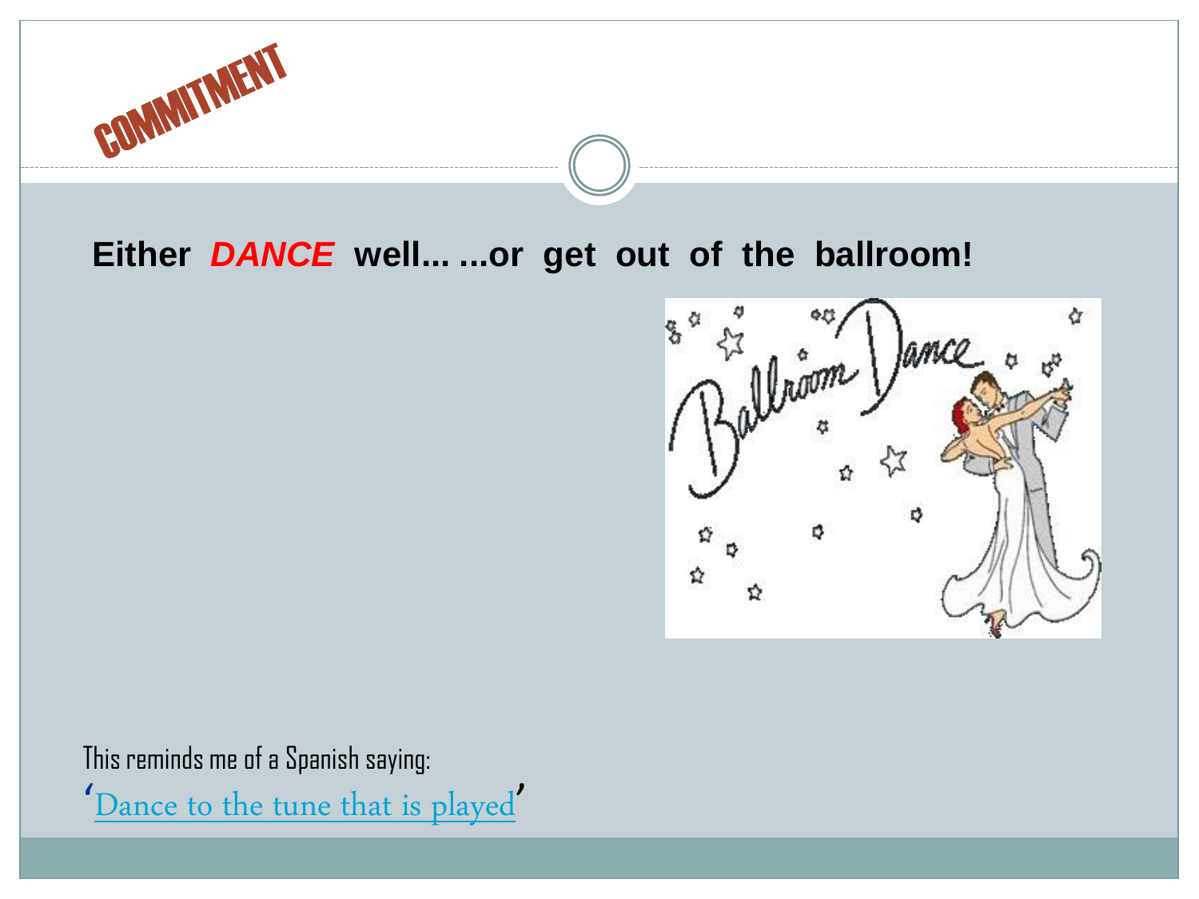# COMMITMENT

**Either *DANCE* well... ...or get out of the ballroom!**

This reminds me of a Spanish saying:

'Dance to the tune that is played'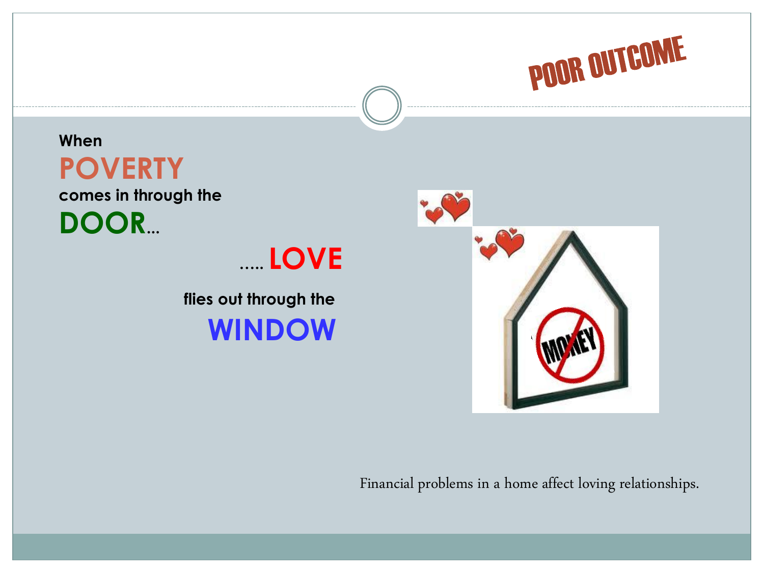# POOR OUTCOME

When
**POVERTY**
comes in through the
**DOOR**...

..... **LOVE**
flies out through the
**WINDOW**

Financial problems in a home affect loving relationships.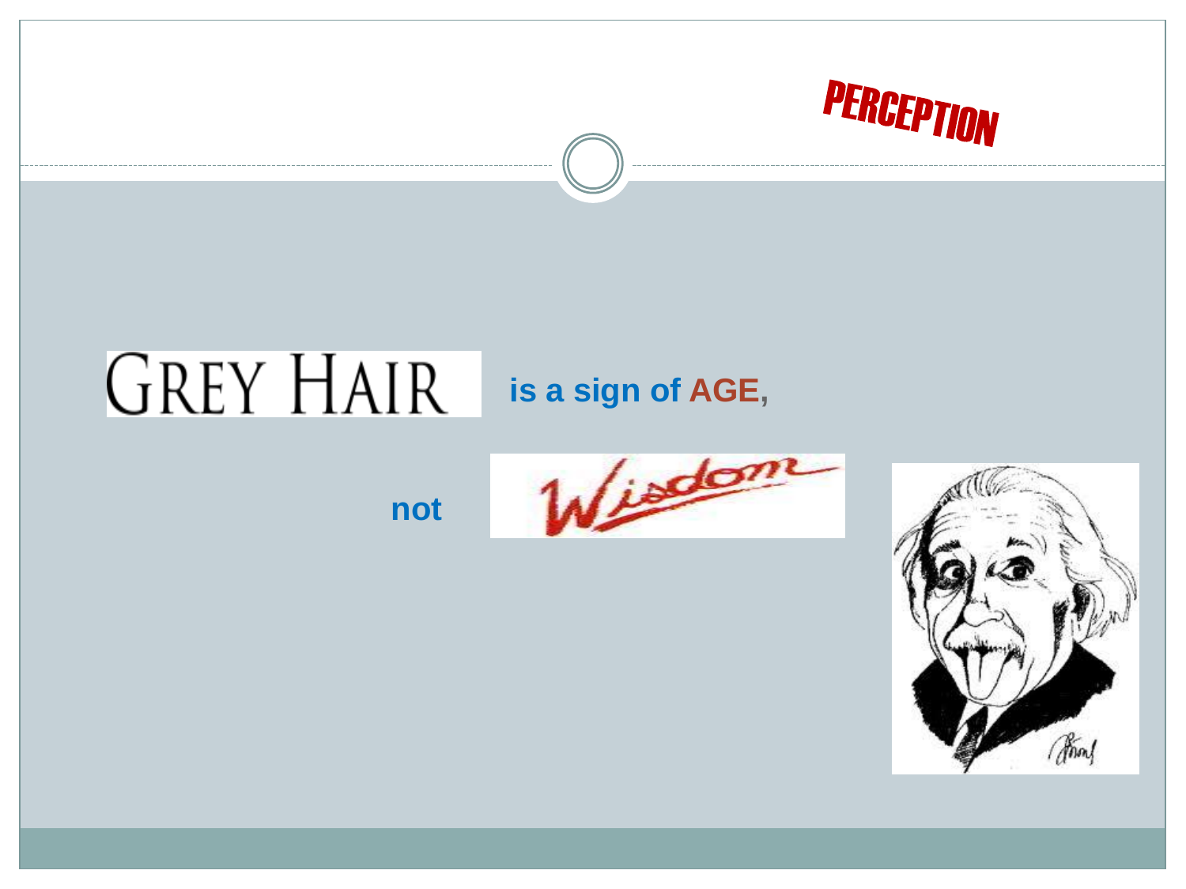# PERCEPTION

GREY HAIR is a sign of **AGE**,

not Wisdom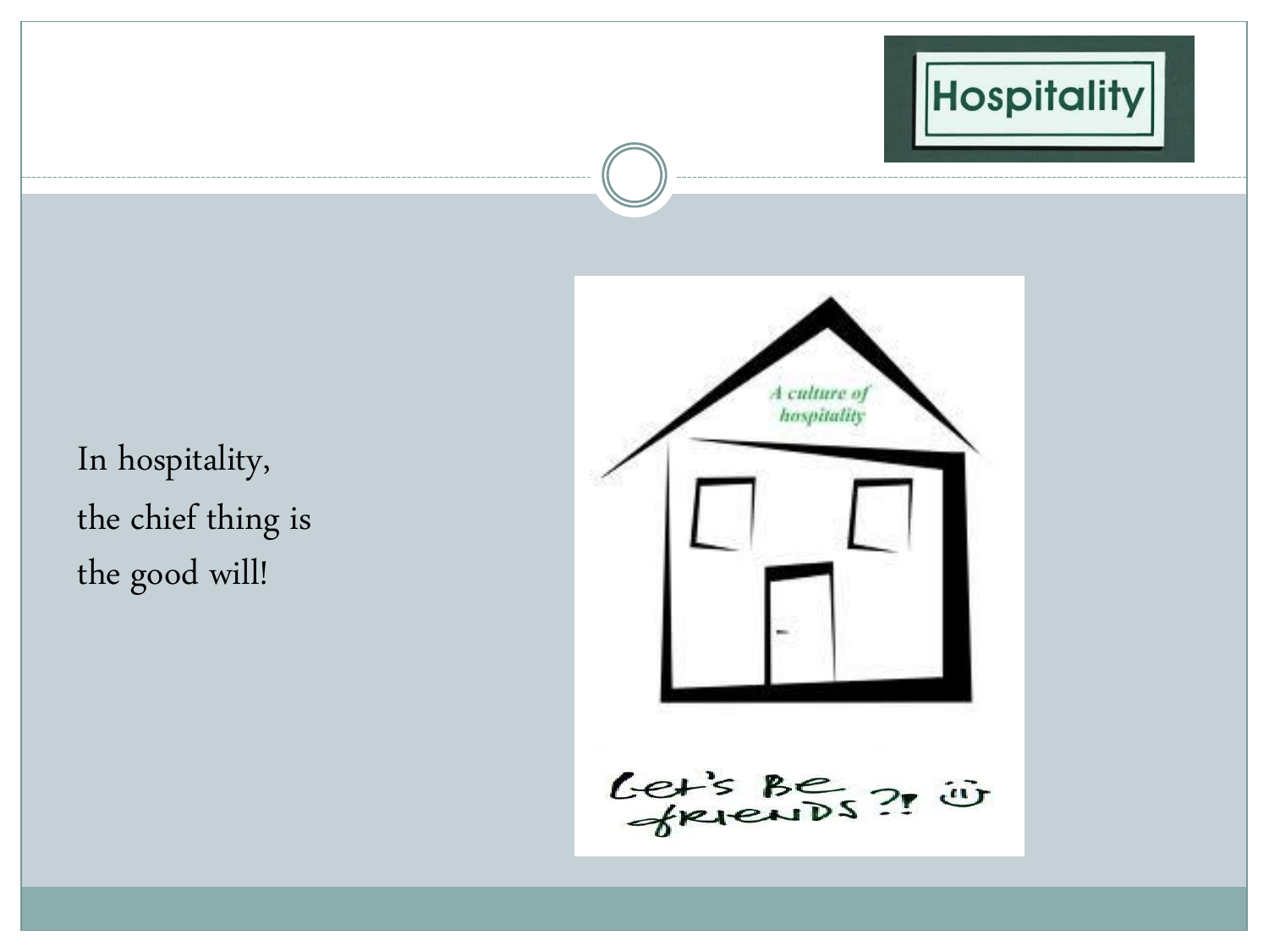# Hospitality

In hospitality,
the chief thing is
the good will!

A culture of hospitality

Let's be friends?!